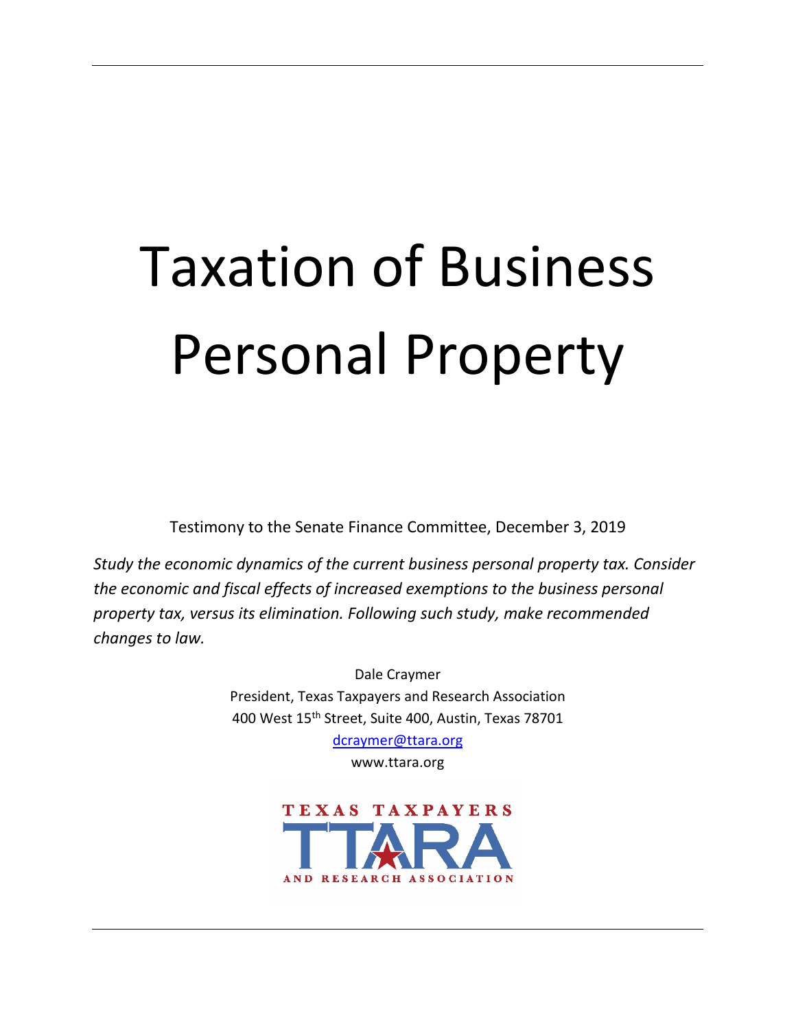# Taxation of Business Personal Property

Testimony to the Senate Finance Committee, December 3, 2019

*Study the economic dynamics of the current business personal property tax. Consider the economic and fiscal effects of increased exemptions to the business personal property tax, versus its elimination. Following such study, make recommended changes to law.*

Dale Craymer

President, Texas Taxpayers and Research Association

400 West 15th Street, Suite 400, Austin, Texas 78701

dcraymer@ttara.org

www.ttara.org

TEXAS TAXPAYERS

TTARA

AND RESEARCH ASSOCIATION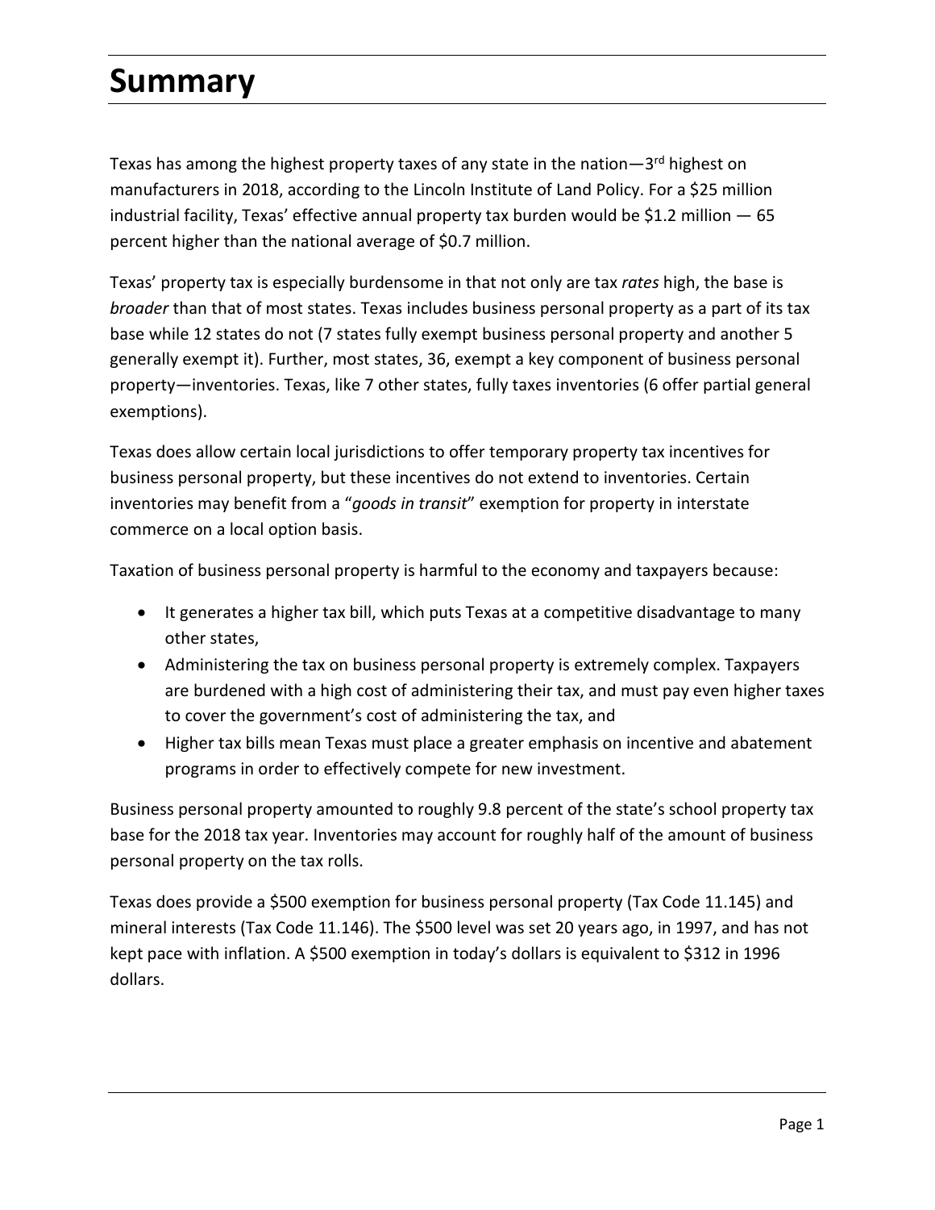# Summary

Texas has among the highest property taxes of any state in the nation—3rd highest on manufacturers in 2018, according to the Lincoln Institute of Land Policy. For a $25 million industrial facility, Texas' effective annual property tax burden would be $1.2 million — 65 percent higher than the national average of $0.7 million.

Texas' property tax is especially burdensome in that not only are tax *rates* high, the base is *broader* than that of most states. Texas includes business personal property as a part of its tax base while 12 states do not (7 states fully exempt business personal property and another 5 generally exempt it). Further, most states, 36, exempt a key component of business personal property—inventories. Texas, like 7 other states, fully taxes inventories (6 offer partial general exemptions).

Texas does allow certain local jurisdictions to offer temporary property tax incentives for business personal property, but these incentives do not extend to inventories. Certain inventories may benefit from a "*goods in transit*" exemption for property in interstate commerce on a local option basis.

Taxation of business personal property is harmful to the economy and taxpayers because:

- It generates a higher tax bill, which puts Texas at a competitive disadvantage to many other states,
- Administering the tax on business personal property is extremely complex. Taxpayers are burdened with a high cost of administering their tax, and must pay even higher taxes to cover the government's cost of administering the tax, and
- Higher tax bills mean Texas must place a greater emphasis on incentive and abatement programs in order to effectively compete for new investment.

Business personal property amounted to roughly 9.8 percent of the state's school property tax base for the 2018 tax year. Inventories may account for roughly half of the amount of business personal property on the tax rolls.

Texas does provide a $500 exemption for business personal property (Tax Code 11.145) and mineral interests (Tax Code 11.146). The $500 level was set 20 years ago, in 1997, and has not kept pace with inflation. A $500 exemption in today's dollars is equivalent to $312 in 1996 dollars.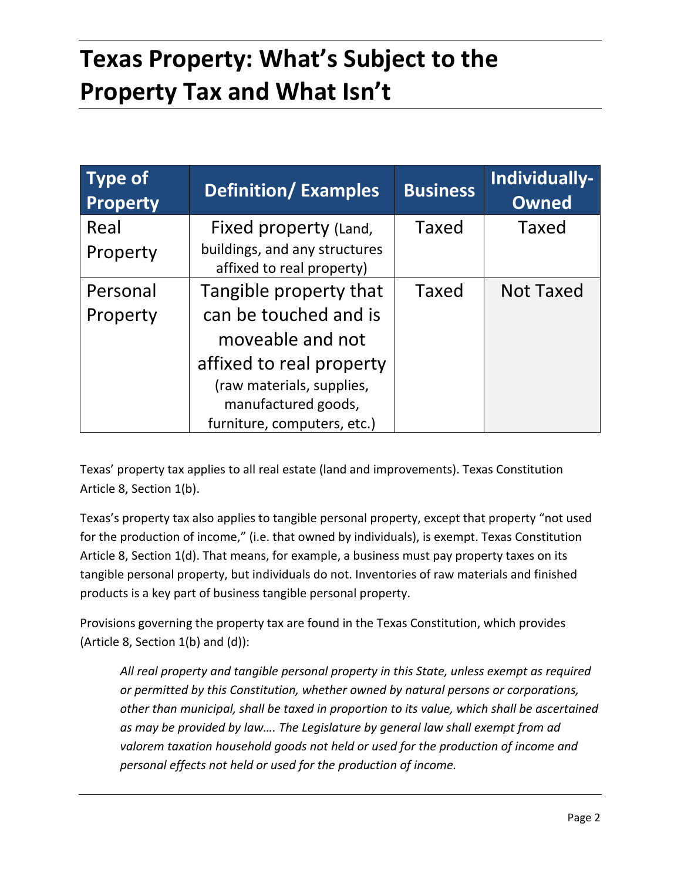# Texas Property: What's Subject to the Property Tax and What Isn't

| Type of Property | Definition/ Examples | Business | Individually-Owned |
|---|---|---|---|
| Real Property | Fixed property (Land, buildings, and any structures affixed to real property) | Taxed | Taxed |
| Personal Property | Tangible property that can be touched and is moveable and not affixed to real property (raw materials, supplies, manufactured goods, furniture, computers, etc.) | Taxed | Not Taxed |

Texas' property tax applies to all real estate (land and improvements). Texas Constitution Article 8, Section 1(b).

Texas's property tax also applies to tangible personal property, except that property "not used for the production of income," (i.e. that owned by individuals), is exempt. Texas Constitution Article 8, Section 1(d). That means, for example, a business must pay property taxes on its tangible personal property, but individuals do not. Inventories of raw materials and finished products is a key part of business tangible personal property.

Provisions governing the property tax are found in the Texas Constitution, which provides (Article 8, Section 1(b) and (d)):

> *All real property and tangible personal property in this State, unless exempt as required or permitted by this Constitution, whether owned by natural persons or corporations, other than municipal, shall be taxed in proportion to its value, which shall be ascertained as may be provided by law…. The Legislature by general law shall exempt from ad valorem taxation household goods not held or used for the production of income and personal effects not held or used for the production of income.*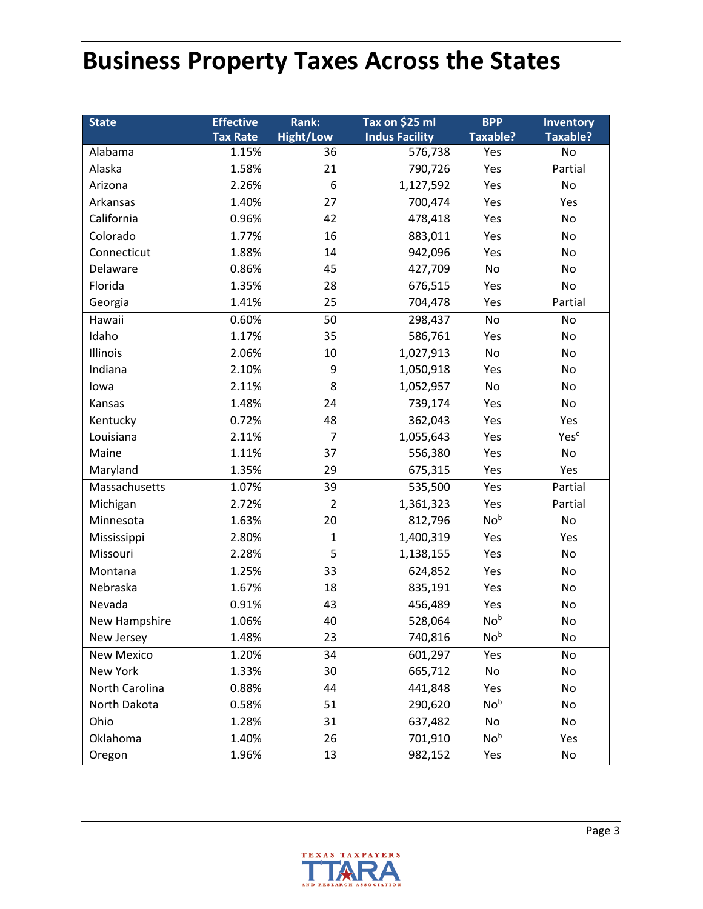# Business Property Taxes Across the States

| State | Effective Tax Rate | Rank: Hight/Low | Tax on $25 ml Indus Facility | BPP Taxable? | Inventory Taxable? |
|---|---|---|---|---|---|
| Alabama | 1.15% | 36 | 576,738 | Yes | No |
| Alaska | 1.58% | 21 | 790,726 | Yes | Partial |
| Arizona | 2.26% | 6 | 1,127,592 | Yes | No |
| Arkansas | 1.40% | 27 | 700,474 | Yes | Yes |
| California | 0.96% | 42 | 478,418 | Yes | No |
| Colorado | 1.77% | 16 | 883,011 | Yes | No |
| Connecticut | 1.88% | 14 | 942,096 | Yes | No |
| Delaware | 0.86% | 45 | 427,709 | No | No |
| Florida | 1.35% | 28 | 676,515 | Yes | No |
| Georgia | 1.41% | 25 | 704,478 | Yes | Partial |
| Hawaii | 0.60% | 50 | 298,437 | No | No |
| Idaho | 1.17% | 35 | 586,761 | Yes | No |
| Illinois | 2.06% | 10 | 1,027,913 | No | No |
| Indiana | 2.10% | 9 | 1,050,918 | Yes | No |
| Iowa | 2.11% | 8 | 1,052,957 | No | No |
| Kansas | 1.48% | 24 | 739,174 | Yes | No |
| Kentucky | 0.72% | 48 | 362,043 | Yes | Yes |
| Louisiana | 2.11% | 7 | 1,055,643 | Yes | Yes[c] |
| Maine | 1.11% | 37 | 556,380 | Yes | No |
| Maryland | 1.35% | 29 | 675,315 | Yes | Yes |
| Massachusetts | 1.07% | 39 | 535,500 | Yes | Partial |
| Michigan | 2.72% | 2 | 1,361,323 | Yes | Partial |
| Minnesota | 1.63% | 20 | 812,796 | No[b] | No |
| Mississippi | 2.80% | 1 | 1,400,319 | Yes | Yes |
| Missouri | 2.28% | 5 | 1,138,155 | Yes | No |
| Montana | 1.25% | 33 | 624,852 | Yes | No |
| Nebraska | 1.67% | 18 | 835,191 | Yes | No |
| Nevada | 0.91% | 43 | 456,489 | Yes | No |
| New Hampshire | 1.06% | 40 | 528,064 | No[b] | No |
| New Jersey | 1.48% | 23 | 740,816 | No[b] | No |
| New Mexico | 1.20% | 34 | 601,297 | Yes | No |
| New York | 1.33% | 30 | 665,712 | No | No |
| North Carolina | 0.88% | 44 | 441,848 | Yes | No |
| North Dakota | 0.58% | 51 | 290,620 | No[b] | No |
| Ohio | 1.28% | 31 | 637,482 | No | No |
| Oklahoma | 1.40% | 26 | 701,910 | No[b] | Yes |
| Oregon | 1.96% | 13 | 982,152 | Yes | No |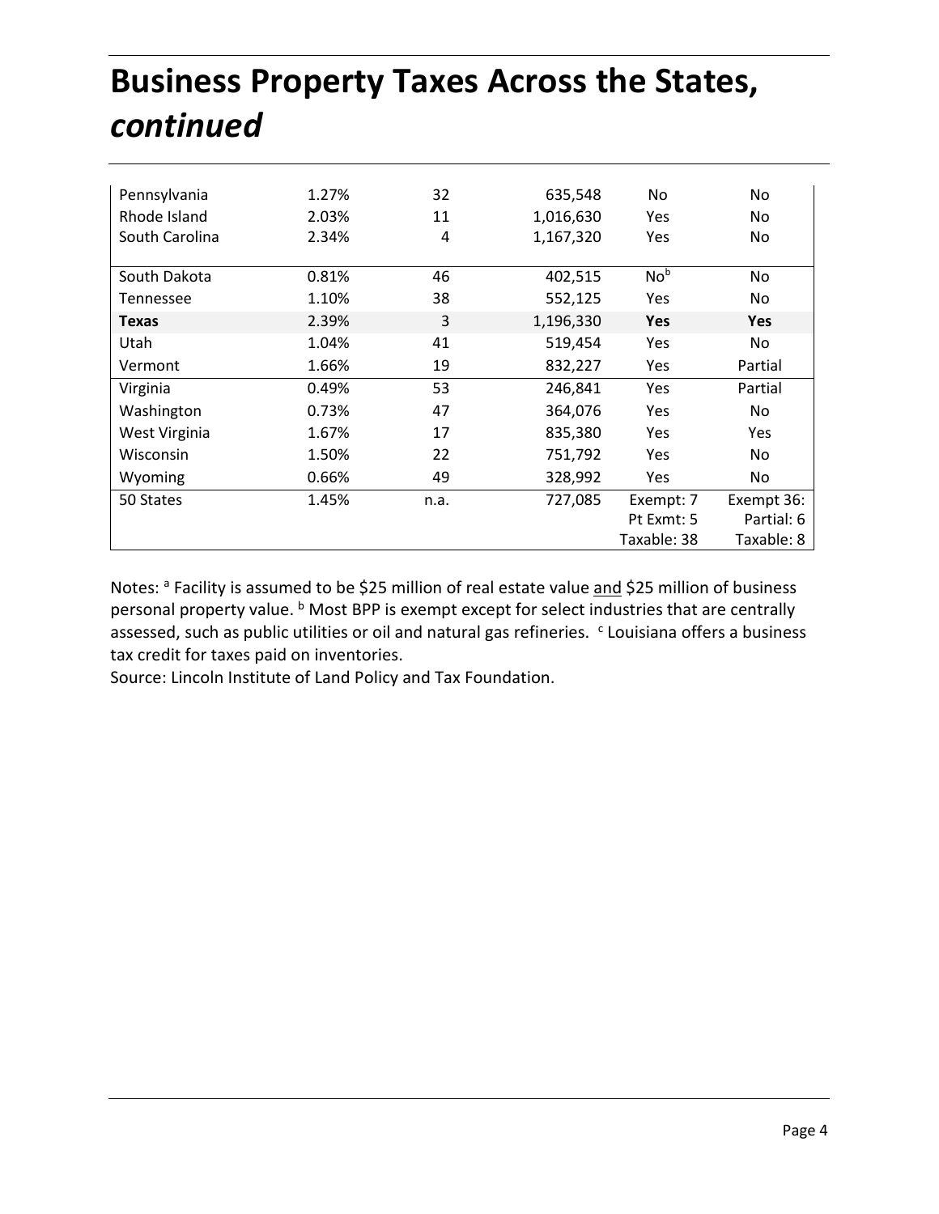# Business Property Taxes Across the States, *continued*

| | | | | | |
|---|---|---|---|---|---|
| Pennsylvania | 1.27% | 32 | 635,548 | No | No |
| Rhode Island | 2.03% | 11 | 1,016,630 | Yes | No |
| South Carolina | 2.34% | 4 | 1,167,320 | Yes | No |
| South Dakota | 0.81% | 46 | 402,515 | No[b] | No |
| Tennessee | 1.10% | 38 | 552,125 | Yes | No |
| **Texas** | 2.39% | 3 | 1,196,330 | **Yes** | **Yes** |
| Utah | 1.04% | 41 | 519,454 | Yes | No |
| Vermont | 1.66% | 19 | 832,227 | Yes | Partial |
| Virginia | 0.49% | 53 | 246,841 | Yes | Partial |
| Washington | 0.73% | 47 | 364,076 | Yes | No |
| West Virginia | 1.67% | 17 | 835,380 | Yes | Yes |
| Wisconsin | 1.50% | 22 | 751,792 | Yes | No |
| Wyoming | 0.66% | 49 | 328,992 | Yes | No |
| 50 States | 1.45% | n.a. | 727,085 | Exempt: 7 Pt Exmt: 5 Taxable: 38 | Exempt 36: Partial: 6 Taxable: 8 |

Notes: [a] Facility is assumed to be $25 million of real estate value <u>and</u> $25 million of business personal property value. [b] Most BPP is exempt except for select industries that are centrally assessed, such as public utilities or oil and natural gas refineries. [c] Louisiana offers a business tax credit for taxes paid on inventories.
Source: Lincoln Institute of Land Policy and Tax Foundation.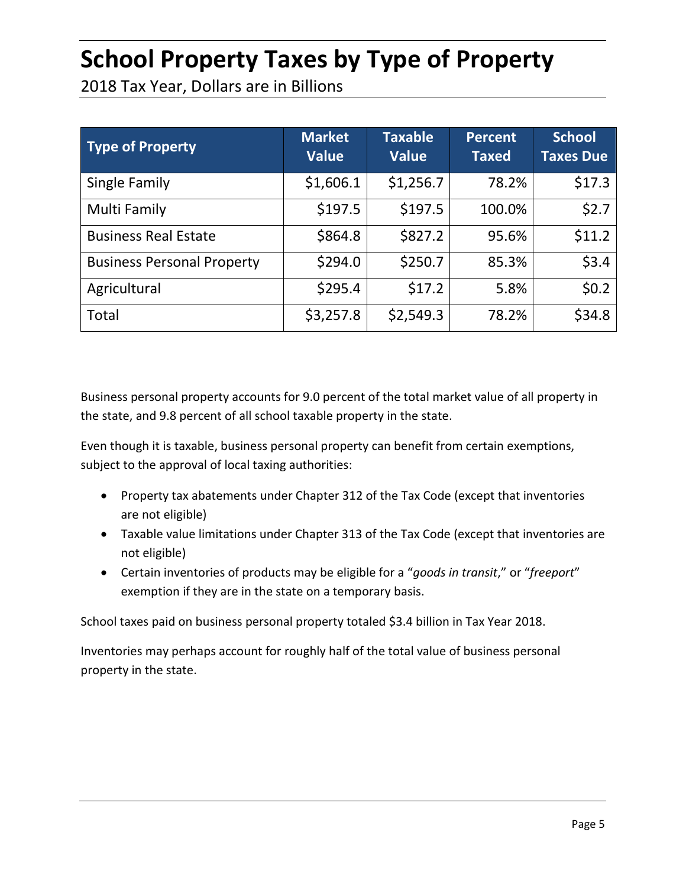# School Property Taxes by Type of Property

2018 Tax Year, Dollars are in Billions

| Type of Property | Market Value | Taxable Value | Percent Taxed | School Taxes Due |
|---|---|---|---|---|
| Single Family | $1,606.1 | $1,256.7 | 78.2% | $17.3 |
| Multi Family | $197.5 | $197.5 | 100.0% | $2.7 |
| Business Real Estate | $864.8 | $827.2 | 95.6% | $11.2 |
| Business Personal Property | $294.0 | $250.7 | 85.3% | $3.4 |
| Agricultural | $295.4 | $17.2 | 5.8% | $0.2 |
| Total | $3,257.8 | $2,549.3 | 78.2% | $34.8 |

Business personal property accounts for 9.0 percent of the total market value of all property in the state, and 9.8 percent of all school taxable property in the state.

Even though it is taxable, business personal property can benefit from certain exemptions, subject to the approval of local taxing authorities:

- Property tax abatements under Chapter 312 of the Tax Code (except that inventories are not eligible)
- Taxable value limitations under Chapter 313 of the Tax Code (except that inventories are not eligible)
- Certain inventories of products may be eligible for a "*goods in transit*," or "*freeport*" exemption if they are in the state on a temporary basis.

School taxes paid on business personal property totaled $3.4 billion in Tax Year 2018.

Inventories may perhaps account for roughly half of the total value of business personal property in the state.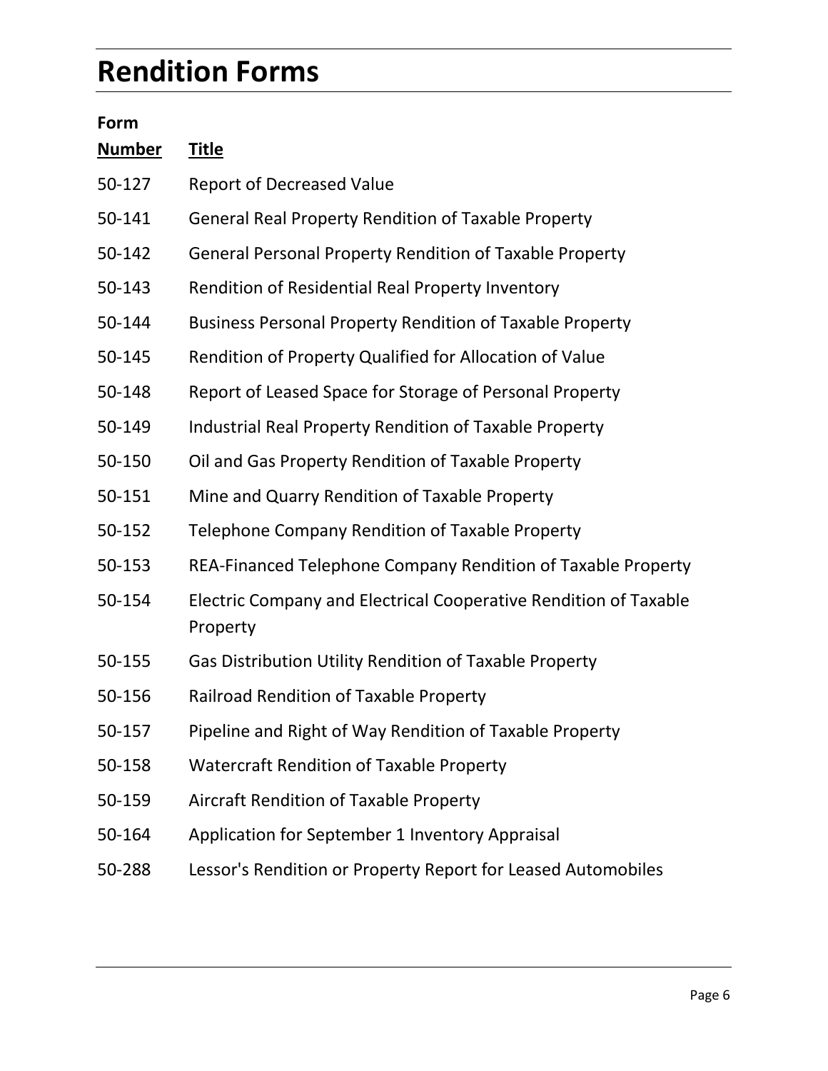# Rendition Forms

| Form Number | Title |
| --- | --- |
| 50-127 | Report of Decreased Value |
| 50-141 | General Real Property Rendition of Taxable Property |
| 50-142 | General Personal Property Rendition of Taxable Property |
| 50-143 | Rendition of Residential Real Property Inventory |
| 50-144 | Business Personal Property Rendition of Taxable Property |
| 50-145 | Rendition of Property Qualified for Allocation of Value |
| 50-148 | Report of Leased Space for Storage of Personal Property |
| 50-149 | Industrial Real Property Rendition of Taxable Property |
| 50-150 | Oil and Gas Property Rendition of Taxable Property |
| 50-151 | Mine and Quarry Rendition of Taxable Property |
| 50-152 | Telephone Company Rendition of Taxable Property |
| 50-153 | REA-Financed Telephone Company Rendition of Taxable Property |
| 50-154 | Electric Company and Electrical Cooperative Rendition of Taxable Property |
| 50-155 | Gas Distribution Utility Rendition of Taxable Property |
| 50-156 | Railroad Rendition of Taxable Property |
| 50-157 | Pipeline and Right of Way Rendition of Taxable Property |
| 50-158 | Watercraft Rendition of Taxable Property |
| 50-159 | Aircraft Rendition of Taxable Property |
| 50-164 | Application for September 1 Inventory Appraisal |
| 50-288 | Lessor's Rendition or Property Report for Leased Automobiles |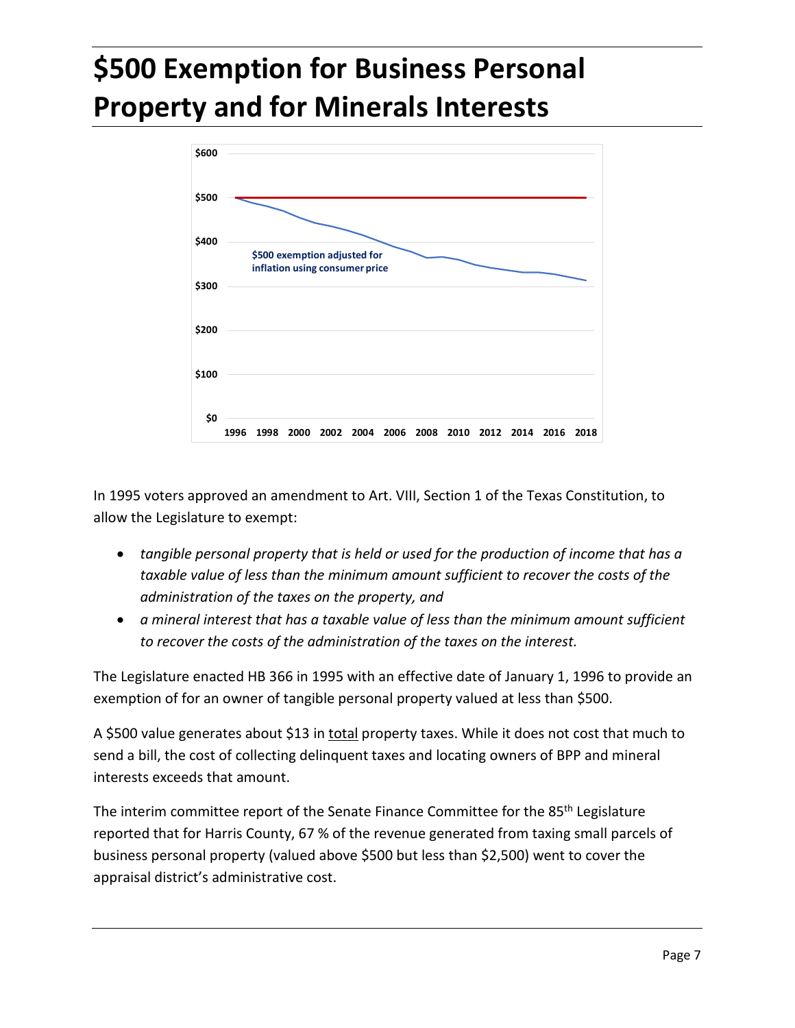# $500 Exemption for Business Personal Property and for Minerals Interests

In 1995 voters approved an amendment to Art. VIII, Section 1 of the Texas Constitution, to allow the Legislature to exempt:

- *tangible personal property that is held or used for the production of income that has a taxable value of less than the minimum amount sufficient to recover the costs of the administration of the taxes on the property, and*
- *a mineral interest that has a taxable value of less than the minimum amount sufficient to recover the costs of the administration of the taxes on the interest.*

The Legislature enacted HB 366 in 1995 with an effective date of January 1, 1996 to provide an exemption of for an owner of tangible personal property valued at less than $500.

A $500 value generates about $13 in total property taxes. While it does not cost that much to send a bill, the cost of collecting delinquent taxes and locating owners of BPP and mineral interests exceeds that amount.

The interim committee report of the Senate Finance Committee for the 85th Legislature reported that for Harris County, 67 % of the revenue generated from taxing small parcels of business personal property (valued above $500 but less than $2,500) went to cover the appraisal district's administrative cost.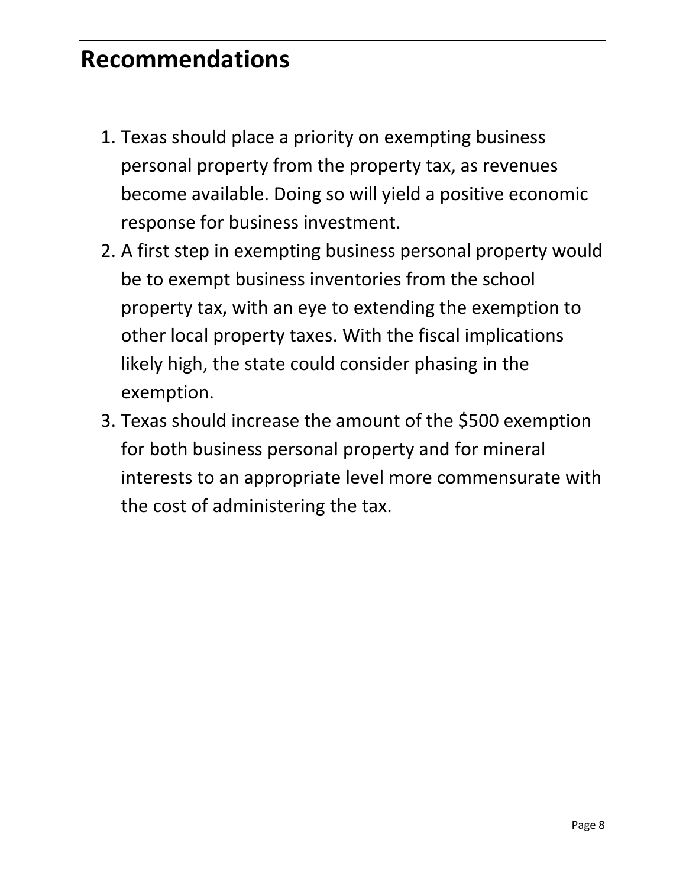# Recommendations

1. Texas should place a priority on exempting business personal property from the property tax, as revenues become available. Doing so will yield a positive economic response for business investment.
2. A first step in exempting business personal property would be to exempt business inventories from the school property tax, with an eye to extending the exemption to other local property taxes. With the fiscal implications likely high, the state could consider phasing in the exemption.
3. Texas should increase the amount of the $500 exemption for both business personal property and for mineral interests to an appropriate level more commensurate with the cost of administering the tax.